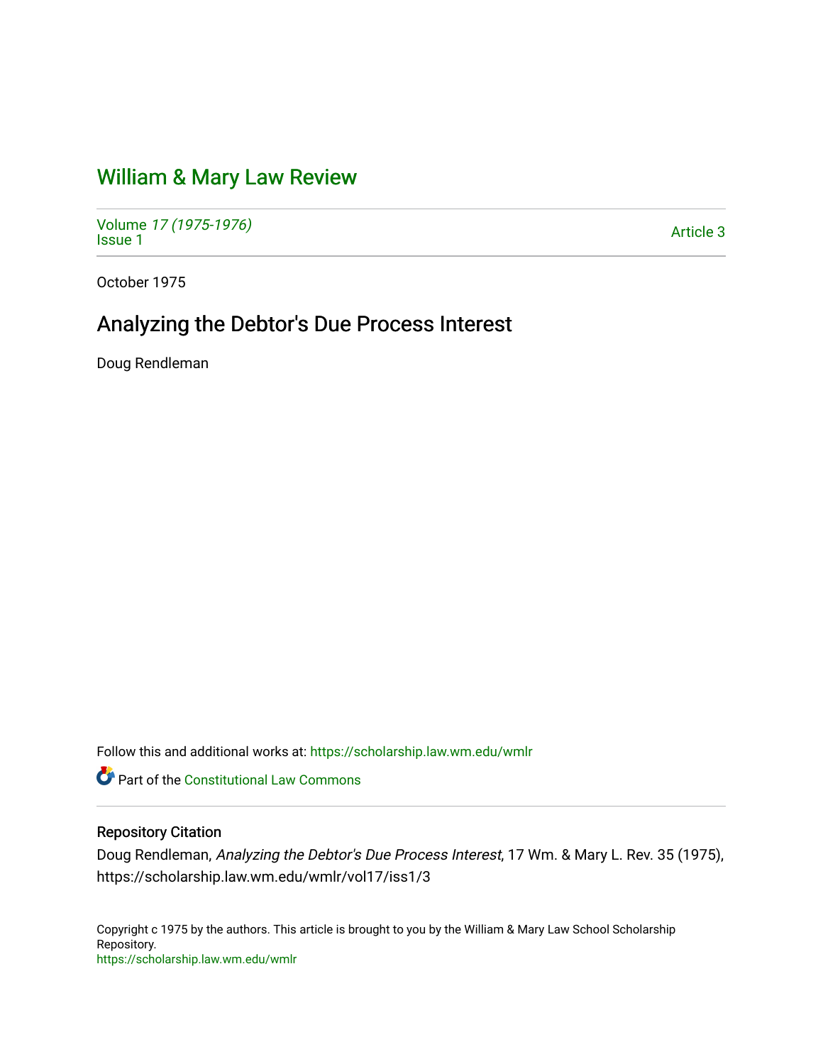# William & Mary Law Review

Volume *17 (1975-1976)*
Issue 1

Article 3

October 1975

## Analyzing the Debtor's Due Process Interest

Doug Rendleman

Follow this and additional works at: https://scholarship.law.wm.edu/wmlr

Part of the Constitutional Law Commons

### Repository Citation

Doug Rendleman, *Analyzing the Debtor's Due Process Interest*, 17 Wm. & Mary L. Rev. 35 (1975), https://scholarship.law.wm.edu/wmlr/vol17/iss1/3

Copyright c 1975 by the authors. This article is brought to you by the William & Mary Law School Scholarship Repository.
https://scholarship.law.wm.edu/wmlr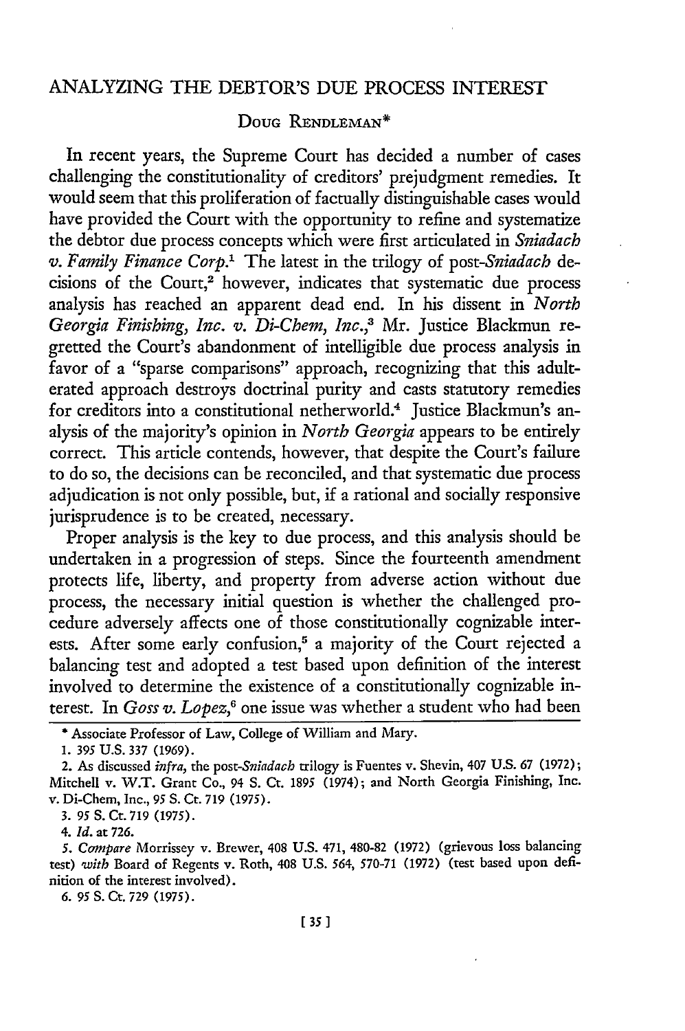# ANALYZING THE DEBTOR'S DUE PROCESS INTEREST

DOUG RENDLEMAN*

In recent years, the Supreme Court has decided a number of cases challenging the constitutionality of creditors' prejudgment remedies. It would seem that this proliferation of factually distinguishable cases would have provided the Court with the opportunity to refine and systematize the debtor due process concepts which were first articulated in *Sniadach v. Family Finance Corp.*[1] The latest in the trilogy of post-*Sniadach* decisions of the Court,[2] however, indicates that systematic due process analysis has reached an apparent dead end. In his dissent in *North Georgia Finishing, Inc. v. Di-Chem, Inc.*,[3] Mr. Justice Blackmun regretted the Court's abandonment of intelligible due process analysis in favor of a "sparse comparisons" approach, recognizing that this adulterated approach destroys doctrinal purity and casts statutory remedies for creditors into a constitutional netherworld.[4] Justice Blackmun's analysis of the majority's opinion in *North Georgia* appears to be entirely correct. This article contends, however, that despite the Court's failure to do so, the decisions can be reconciled, and that systematic due process adjudication is not only possible, but, if a rational and socially responsive jurisprudence is to be created, necessary.

Proper analysis is the key to due process, and this analysis should be undertaken in a progression of steps. Since the fourteenth amendment protects life, liberty, and property from adverse action without due process, the necessary initial question is whether the challenged procedure adversely affects one of those constitutionally cognizable interests. After some early confusion,[5] a majority of the Court rejected a balancing test and adopted a test based upon definition of the interest involved to determine the existence of a constitutionally cognizable interest. In *Goss v. Lopez*,[6] one issue was whether a student who had been

---

\* Associate Professor of Law, College of William and Mary.

1. 395 U.S. 337 (1969).

2. As discussed *infra*, the post-*Sniadach* trilogy is Fuentes v. Shevin, 407 U.S. 67 (1972); Mitchell v. W.T. Grant Co., 94 S. Ct. 1895 (1974); and North Georgia Finishing, Inc. v. Di-Chem, Inc., 95 S. Ct. 719 (1975).

3. 95 S. Ct. 719 (1975).

4. *Id.* at 726.

5. *Compare* Morrissey v. Brewer, 408 U.S. 471, 480-82 (1972) (grievous loss balancing test) *with* Board of Regents v. Roth, 408 U.S. 564, 570-71 (1972) (test based upon definition of the interest involved).

6. 95 S. Ct. 729 (1975).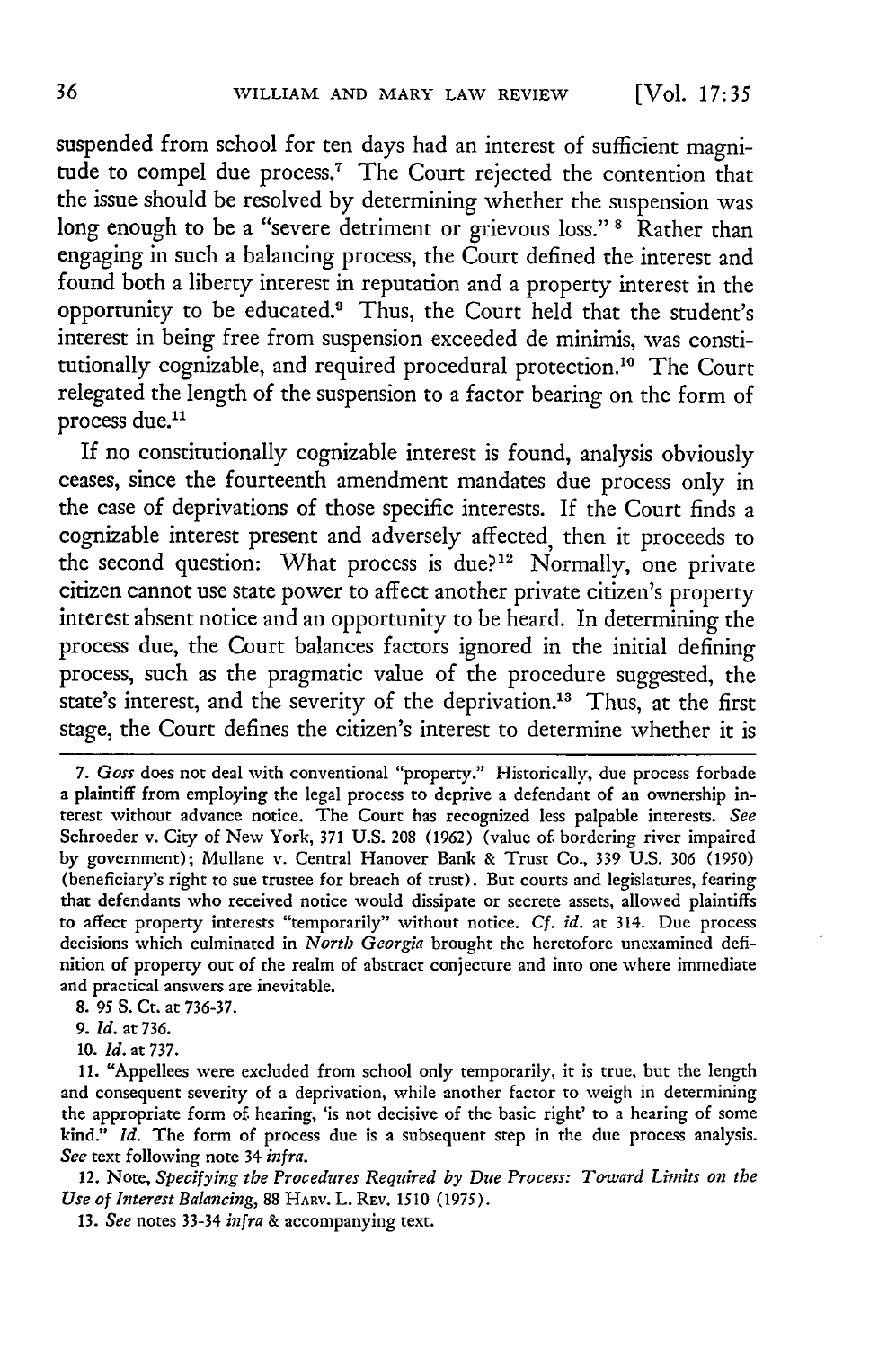suspended from school for ten days had an interest of sufficient magnitude to compel due process.[7] The Court rejected the contention that the issue should be resolved by determining whether the suspension was long enough to be a "severe detriment or grievous loss." [8] Rather than engaging in such a balancing process, the Court defined the interest and found both a liberty interest in reputation and a property interest in the opportunity to be educated.[9] Thus, the Court held that the student's interest in being free from suspension exceeded de minimis, was constitutionally cognizable, and required procedural protection.[10] The Court relegated the length of the suspension to a factor bearing on the form of process due.[11]

If no constitutionally cognizable interest is found, analysis obviously ceases, since the fourteenth amendment mandates due process only in the case of deprivations of those specific interests. If the Court finds a cognizable interest present and adversely affected, then it proceeds to the second question: What process is due?[12] Normally, one private citizen cannot use state power to affect another private citizen's property interest absent notice and an opportunity to be heard. In determining the process due, the Court balances factors ignored in the initial defining process, such as the pragmatic value of the procedure suggested, the state's interest, and the severity of the deprivation.[13] Thus, at the first stage, the Court defines the citizen's interest to determine whether it is

---

7. *Goss* does not deal with conventional "property." Historically, due process forbade a plaintiff from employing the legal process to deprive a defendant of an ownership interest without advance notice. The Court has recognized less palpable interests. *See* Schroeder v. City of New York, 371 U.S. 208 (1962) (value of bordering river impaired by government); Mullane v. Central Hanover Bank & Trust Co., 339 U.S. 306 (1950) (beneficiary's right to sue trustee for breach of trust). But courts and legislatures, fearing that defendants who received notice would dissipate or secrete assets, allowed plaintiffs to affect property interests "temporarily" without notice. *Cf. id.* at 314. Due process decisions which culminated in *North Georgia* brought the heretofore unexamined definition of property out of the realm of abstract conjecture and into one where immediate and practical answers are inevitable.

8. 95 S. Ct. at 736-37.

9. *Id.* at 736.

10. *Id.* at 737.

11. "Appellees were excluded from school only temporarily, it is true, but the length and consequent severity of a deprivation, while another factor to weigh in determining the appropriate form of hearing, 'is not decisive of the basic right' to a hearing of some kind." *Id.* The form of process due is a subsequent step in the due process analysis. *See* text following note 34 *infra.*

12. Note, *Specifying the Procedures Required by Due Process: Toward Limits on the Use of Interest Balancing*, 88 HARV. L. REV. 1510 (1975).

13. *See* notes 33-34 *infra* & accompanying text.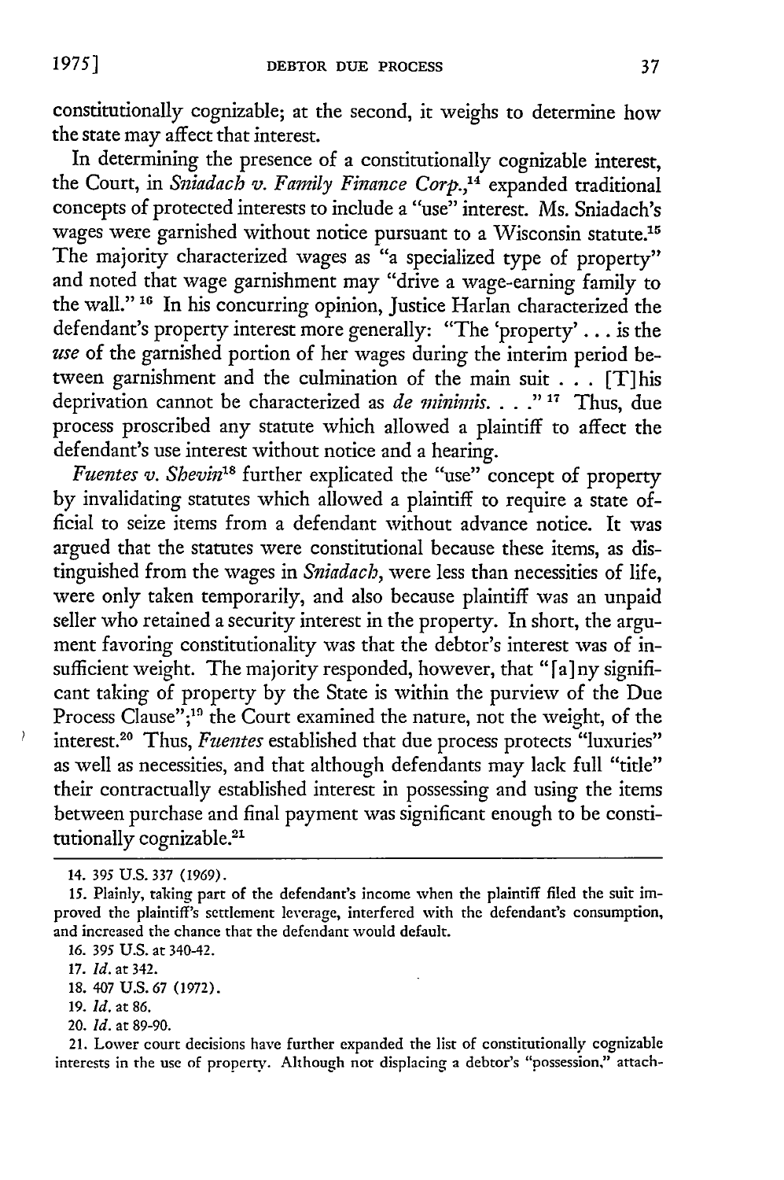constitutionally cognizable; at the second, it weighs to determine how the state may affect that interest.

In determining the presence of a constitutionally cognizable interest, the Court, in *Sniadach v. Family Finance Corp.*,[14] expanded traditional concepts of protected interests to include a "use" interest. Ms. Sniadach's wages were garnished without notice pursuant to a Wisconsin statute.[15] The majority characterized wages as "a specialized type of property" and noted that wage garnishment may "drive a wage-earning family to the wall."[16] In his concurring opinion, Justice Harlan characterized the defendant's property interest more generally: "The 'property' . . . is the *use* of the garnished portion of her wages during the interim period between garnishment and the culmination of the main suit . . . [T]his deprivation cannot be characterized as *de minimis*. . . ."[17] Thus, due process proscribed any statute which allowed a plaintiff to affect the defendant's use interest without notice and a hearing.

*Fuentes v. Shevin*[18] further explicated the "use" concept of property by invalidating statutes which allowed a plaintiff to require a state official to seize items from a defendant without advance notice. It was argued that the statutes were constitutional because these items, as distinguished from the wages in *Sniadach*, were less than necessities of life, were only taken temporarily, and also because plaintiff was an unpaid seller who retained a security interest in the property. In short, the argument favoring constitutionality was that the debtor's interest was of insufficient weight. The majority responded, however, that "[a]ny significant taking of property by the State is within the purview of the Due Process Clause";[19] the Court examined the nature, not the weight, of the interest.[20] Thus, *Fuentes* established that due process protects "luxuries" as well as necessities, and that although defendants may lack full "title" their contractually established interest in possessing and using the items between purchase and final payment was significant enough to be constitutionally cognizable.[21]

---

14. 395 U.S. 337 (1969).

15. Plainly, taking part of the defendant's income when the plaintiff filed the suit improved the plaintiff's settlement leverage, interfered with the defendant's consumption, and increased the chance that the defendant would default.

16. 395 U.S. at 340-42.

17. *Id.* at 342.

18. 407 U.S. 67 (1972).

19. *Id.* at 86.

20. *Id.* at 89-90.

21. Lower court decisions have further expanded the list of constitutionally cognizable interests in the use of property. Although not displacing a debtor's "possession," attach-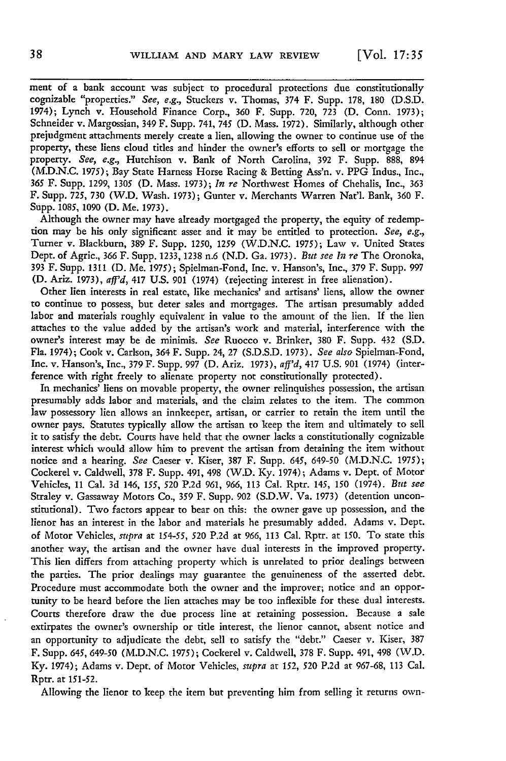ment of a bank account was subject to procedural protections due constitutionally cognizable "properties." *See, e.g.,* Stuckers v. Thomas, 374 F. Supp. 178, 180 (D.S.D. 1974); Lynch v. Household Finance Corp., 360 F. Supp. 720, 723 (D. Conn. 1973); Schneider v. Margossian, 349 F. Supp. 741, 745 (D. Mass. 1972). Similarly, although other prejudgment attachments merely create a lien, allowing the owner to continue use of the property, these liens cloud titles and hinder the owner's efforts to sell or mortgage the property. *See, e.g.,* Hutchison v. Bank of North Carolina, 392 F. Supp. 888, 894 (M.D.N.C. 1975); Bay State Harness Horse Racing & Betting Ass'n. v. PPG Indus., Inc., 365 F. Supp. 1299, 1305 (D. Mass. 1973); *In re* Northwest Homes of Chehalis, Inc., 363 F. Supp. 725, 730 (W.D. Wash. 1973); Gunter v. Merchants Warren Nat'l. Bank, 360 F. Supp. 1085, 1090 (D. Me. 1973).

Although the owner may have already mortgaged the property, the equity of redemption may be his only significant asset and it may be entitled to protection. *See, e.g.,* Turner v. Blackburn, 389 F. Supp. 1250, 1259 (W.D.N.C. 1975); Law v. United States Dept. of Agric., 366 F. Supp. 1233, 1238 n.6 (N.D. Ga. 1973). *But see In re* The Oronoka, 393 F. Supp. 1311 (D. Me. 1975); Spielman-Fond, Inc. v. Hanson's, Inc., 379 F. Supp. 997 (D. Ariz. 1973), *aff'd,* 417 U.S. 901 (1974) (rejecting interest in free alienation).

Other lien interests in real estate, like mechanics' and artisans' liens, allow the owner to continue to possess, but deter sales and mortgages. The artisan presumably added labor and materials roughly equivalent in value to the amount of the lien. If the lien attaches to the value added by the artisan's work and material, interference with the owner's interest may be de minimis. *See* Ruocco v. Brinker, 380 F. Supp. 432 (S.D. Fla. 1974); Cook v. Carlson, 364 F. Supp. 24, 27 (S.D.S.D. 1973). *See also* Spielman-Fond, Inc. v. Hanson's, Inc., 379 F. Supp. 997 (D. Ariz. 1973), *aff'd,* 417 U.S. 901 (1974) (interference with right freely to alienate property not constitutionally protected).

In mechanics' liens on movable property, the owner relinquishes possession, the artisan presumably adds labor and materials, and the claim relates to the item. The common law possessory lien allows an innkeeper, artisan, or carrier to retain the item until the owner pays. Statutes typically allow the artisan to keep the item and ultimately to sell it to satisfy the debt. Courts have held that the owner lacks a constitutionally cognizable interest which would allow him to prevent the artisan from detaining the item without notice and a hearing. *See* Caeser v. Kiser, 387 F. Supp. 645, 649-50 (M.D.N.C. 1975); Cockerel v. Caldwell, 378 F. Supp. 491, 498 (W.D. Ky. 1974); Adams v. Dept. of Motor Vehicles, 11 Cal. 3d 146, 155, 520 P.2d 961, 966, 113 Cal. Rptr. 145, 150 (1974). *But see* Straley v. Gassaway Motors Co., 359 F. Supp. 902 (S.D.W. Va. 1973) (detention unconstitutional). Two factors appear to bear on this: the owner gave up possession, and the lienor has an interest in the labor and materials he presumably added. Adams v. Dept. of Motor Vehicles, *supra* at 154-55, 520 P.2d at 966, 113 Cal. Rptr. at 150. To state this another way, the artisan and the owner have dual interests in the improved property. This lien differs from attaching property which is unrelated to prior dealings between the parties. The prior dealings may guarantee the genuineness of the asserted debt. Procedure must accommodate both the owner and the improver; notice and an opportunity to be heard before the lien attaches may be too inflexible for these dual interests. Courts therefore draw the due process line at retaining possession. Because a sale extirpates the owner's ownership or title interest, the lienor cannot, absent notice and an opportunity to adjudicate the debt, sell to satisfy the "debt." Caeser v. Kiser, 387 F. Supp. 645, 649-50 (M.D.N.C. 1975); Cockerel v. Caldwell, 378 F. Supp. 491, 498 (W.D. Ky. 1974); Adams v. Dept. of Motor Vehicles, *supra* at 152, 520 P.2d at 967-68, 113 Cal. Rptr. at 151-52.

Allowing the lienor to keep the item but preventing him from selling it returns own-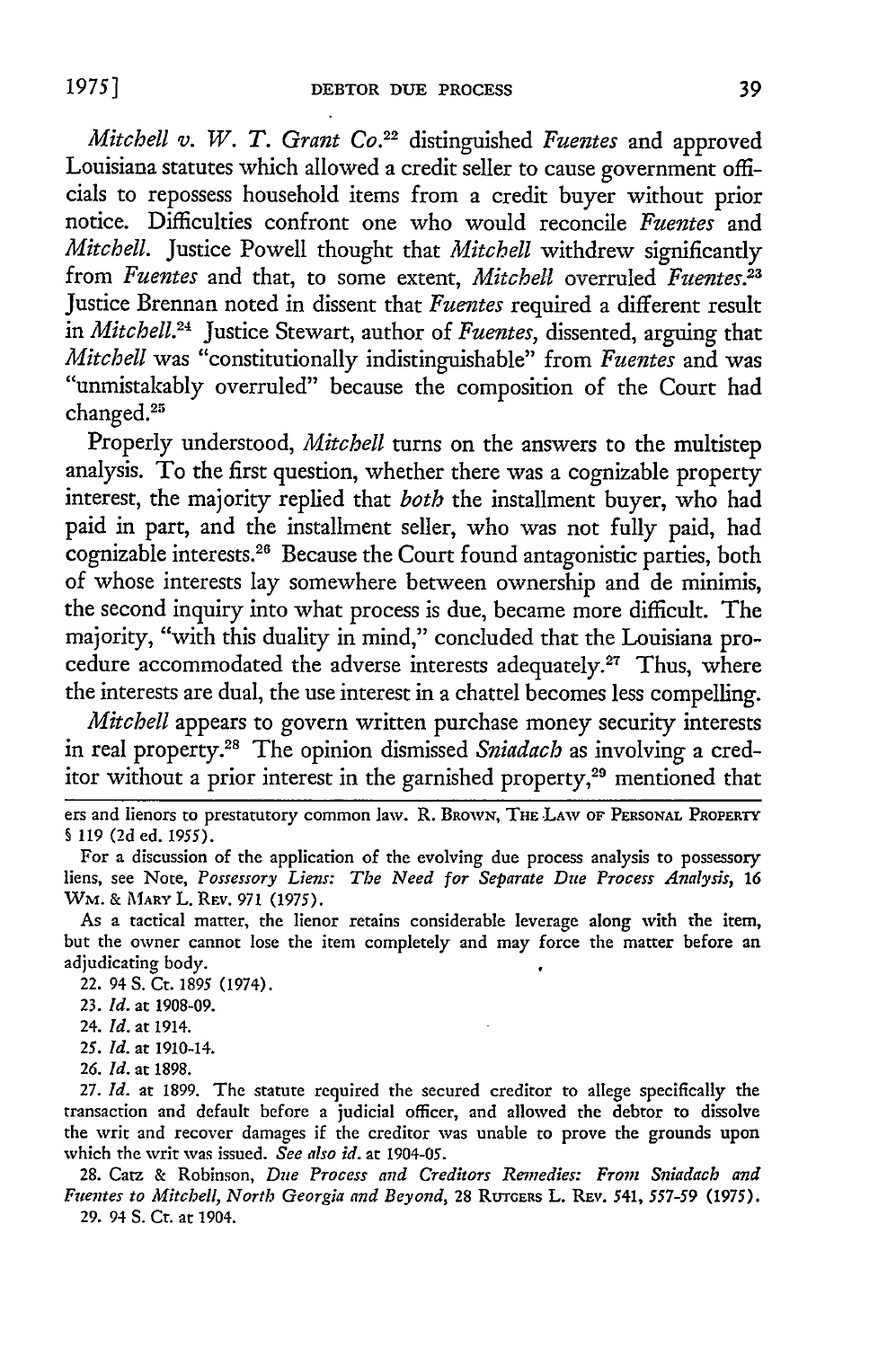*Mitchell v. W. T. Grant Co.*[22] distinguished *Fuentes* and approved Louisiana statutes which allowed a credit seller to cause government officials to repossess household items from a credit buyer without prior notice. Difficulties confront one who would reconcile *Fuentes* and *Mitchell*. Justice Powell thought that *Mitchell* withdrew significantly from *Fuentes* and that, to some extent, *Mitchell* overruled *Fuentes*.[23] Justice Brennan noted in dissent that *Fuentes* required a different result in *Mitchell*.[24] Justice Stewart, author of *Fuentes*, dissented, arguing that *Mitchell* was "constitutionally indistinguishable" from *Fuentes* and was "unmistakably overruled" because the composition of the Court had changed.[25]

Properly understood, *Mitchell* turns on the answers to the multistep analysis. To the first question, whether there was a cognizable property interest, the majority replied that *both* the installment buyer, who had paid in part, and the installment seller, who was not fully paid, had cognizable interests.[26] Because the Court found antagonistic parties, both of whose interests lay somewhere between ownership and de minimis, the second inquiry into what process is due, became more difficult. The majority, "with this duality in mind," concluded that the Louisiana procedure accommodated the adverse interests adequately.[27] Thus, where the interests are dual, the use interest in a chattel becomes less compelling.

*Mitchell* appears to govern written purchase money security interests in real property.[28] The opinion dismissed *Sniadach* as involving a creditor without a prior interest in the garnished property,[29] mentioned that

---

ers and lienors to prestatutory common law. R. Brown, The Law of Personal Property § 119 (2d ed. 1955).

For a discussion of the application of the evolving due process analysis to possessory liens, see Note, *Possessory Liens: The Need for Separate Due Process Analysis*, 16 Wm. & Mary L. Rev. 971 (1975).

As a tactical matter, the lienor retains considerable leverage along with the item, but the owner cannot lose the item completely and may force the matter before an adjudicating body.

22. 94 S. Ct. 1895 (1974).

23. *Id.* at 1908-09.

24. *Id.* at 1914.

25. *Id.* at 1910-14.

26. *Id.* at 1898.

27. *Id.* at 1899. The statute required the secured creditor to allege specifically the transaction and default before a judicial officer, and allowed the debtor to dissolve the writ and recover damages if the creditor was unable to prove the grounds upon which the writ was issued. *See also id.* at 1904-05.

28. Catz & Robinson, *Due Process and Creditors Remedies: From Sniadach and Fuentes to Mitchell, North Georgia and Beyond*, 28 Rutgers L. Rev. 541, 557-59 (1975).

29. 94 S. Ct. at 1904.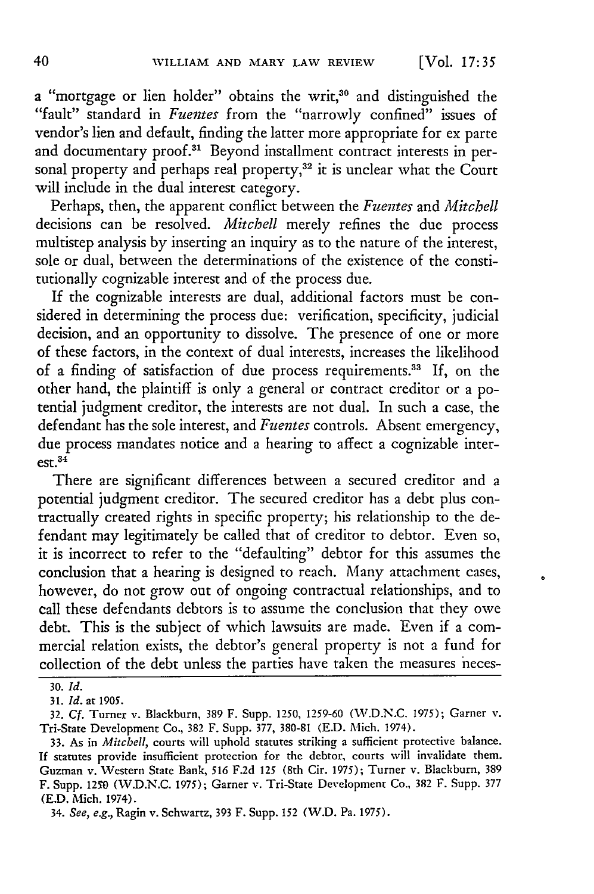a "mortgage or lien holder" obtains the writ,[30] and distinguished the "fault" standard in *Fuentes* from the "narrowly confined" issues of vendor's lien and default, finding the latter more appropriate for ex parte and documentary proof.[31] Beyond installment contract interests in personal property and perhaps real property,[32] it is unclear what the Court will include in the dual interest category.

Perhaps, then, the apparent conflict between the *Fuentes* and *Mitchell* decisions can be resolved. *Mitchell* merely refines the due process multistep analysis by inserting an inquiry as to the nature of the interest, sole or dual, between the determinations of the existence of the constitutionally cognizable interest and of the process due.

If the cognizable interests are dual, additional factors must be considered in determining the process due: verification, specificity, judicial decision, and an opportunity to dissolve. The presence of one or more of these factors, in the context of dual interests, increases the likelihood of a finding of satisfaction of due process requirements.[33] If, on the other hand, the plaintiff is only a general or contract creditor or a potential judgment creditor, the interests are not dual. In such a case, the defendant has the sole interest, and *Fuentes* controls. Absent emergency, due process mandates notice and a hearing to affect a cognizable interest.[34]

There are significant differences between a secured creditor and a potential judgment creditor. The secured creditor has a debt plus contractually created rights in specific property; his relationship to the defendant may legitimately be called that of creditor to debtor. Even so, it is incorrect to refer to the "defaulting" debtor for this assumes the conclusion that a hearing is designed to reach. Many attachment cases, however, do not grow out of ongoing contractual relationships, and to call these defendants debtors is to assume the conclusion that they owe debt. This is the subject of which lawsuits are made. Even if a commercial relation exists, the debtor's general property is not a fund for collection of the debt unless the parties have taken the measures neces-

30. *Id.*

31. *Id.* at 1905.

32. *Cf.* Turner v. Blackburn, 389 F. Supp. 1250, 1259-60 (W.D.N.C. 1975); Garner v. Tri-State Development Co., 382 F. Supp. 377, 380-81 (E.D. Mich. 1974).

33. As in *Mitchell*, courts will uphold statutes striking a sufficient protective balance. If statutes provide insufficient protection for the debtor, courts will invalidate them. Guzman v. Western State Bank, 516 F.2d 125 (8th Cir. 1975); Turner v. Blackburn, 389 F. Supp. 1250 (W.D.N.C. 1975); Garner v. Tri-State Development Co., 382 F. Supp. 377 (E.D. Mich. 1974).

34. *See, e.g.*, Ragin v. Schwartz, 393 F. Supp. 152 (W.D. Pa. 1975).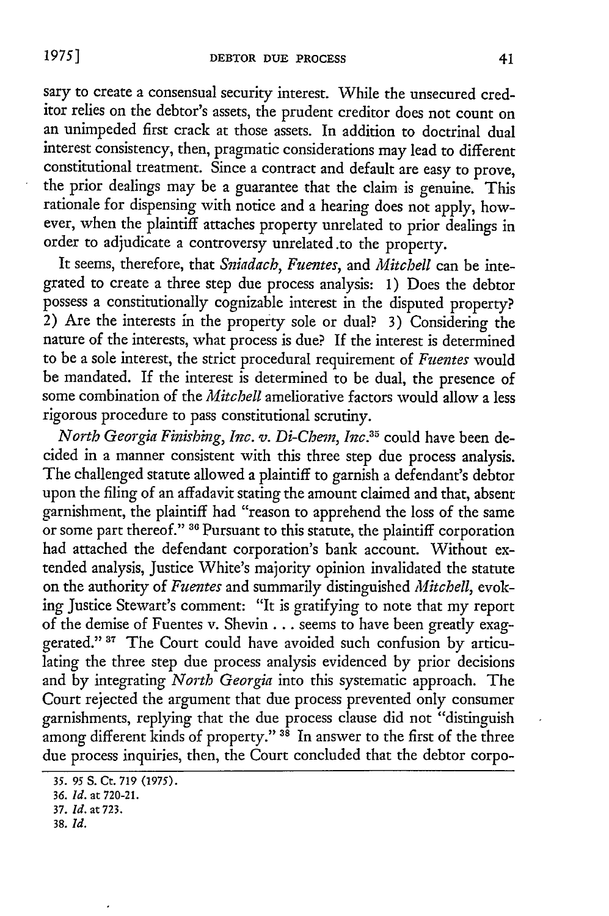sary to create a consensual security interest. While the unsecured creditor relies on the debtor's assets, the prudent creditor does not count on an unimpeded first crack at those assets. In addition to doctrinal dual interest consistency, then, pragmatic considerations may lead to different constitutional treatment. Since a contract and default are easy to prove, the prior dealings may be a guarantee that the claim is genuine. This rationale for dispensing with notice and a hearing does not apply, however, when the plaintiff attaches property unrelated to prior dealings in order to adjudicate a controversy unrelated to the property.

It seems, therefore, that *Sniadach*, *Fuentes*, and *Mitchell* can be integrated to create a three step due process analysis: 1) Does the debtor possess a constitutionally cognizable interest in the disputed property? 2) Are the interests in the property sole or dual? 3) Considering the nature of the interests, what process is due? If the interest is determined to be a sole interest, the strict procedural requirement of *Fuentes* would be mandated. If the interest is determined to be dual, the presence of some combination of the *Mitchell* ameliorative factors would allow a less rigorous procedure to pass constitutional scrutiny.

*North Georgia Finishing, Inc. v. Di-Chem, Inc.*[35] could have been decided in a manner consistent with this three step due process analysis. The challenged statute allowed a plaintiff to garnish a defendant's debtor upon the filing of an affadavit stating the amount claimed and that, absent garnishment, the plaintiff had "reason to apprehend the loss of the same or some part thereof."[36] Pursuant to this statute, the plaintiff corporation had attached the defendant corporation's bank account. Without extended analysis, Justice White's majority opinion invalidated the statute on the authority of *Fuentes* and summarily distinguished *Mitchell*, evoking Justice Stewart's comment: "It is gratifying to note that my report of the demise of Fuentes v. Shevin . . . seems to have been greatly exaggerated."[37] The Court could have avoided such confusion by articulating the three step due process analysis evidenced by prior decisions and by integrating *North Georgia* into this systematic approach. The Court rejected the argument that due process prevented only consumer garnishments, replying that the due process clause did not "distinguish among different kinds of property."[38] In answer to the first of the three due process inquiries, then, the Court concluded that the debtor corpo-

35. 95 S. Ct. 719 (1975).
36. *Id.* at 720-21.
37. *Id.* at 723.
38. *Id.*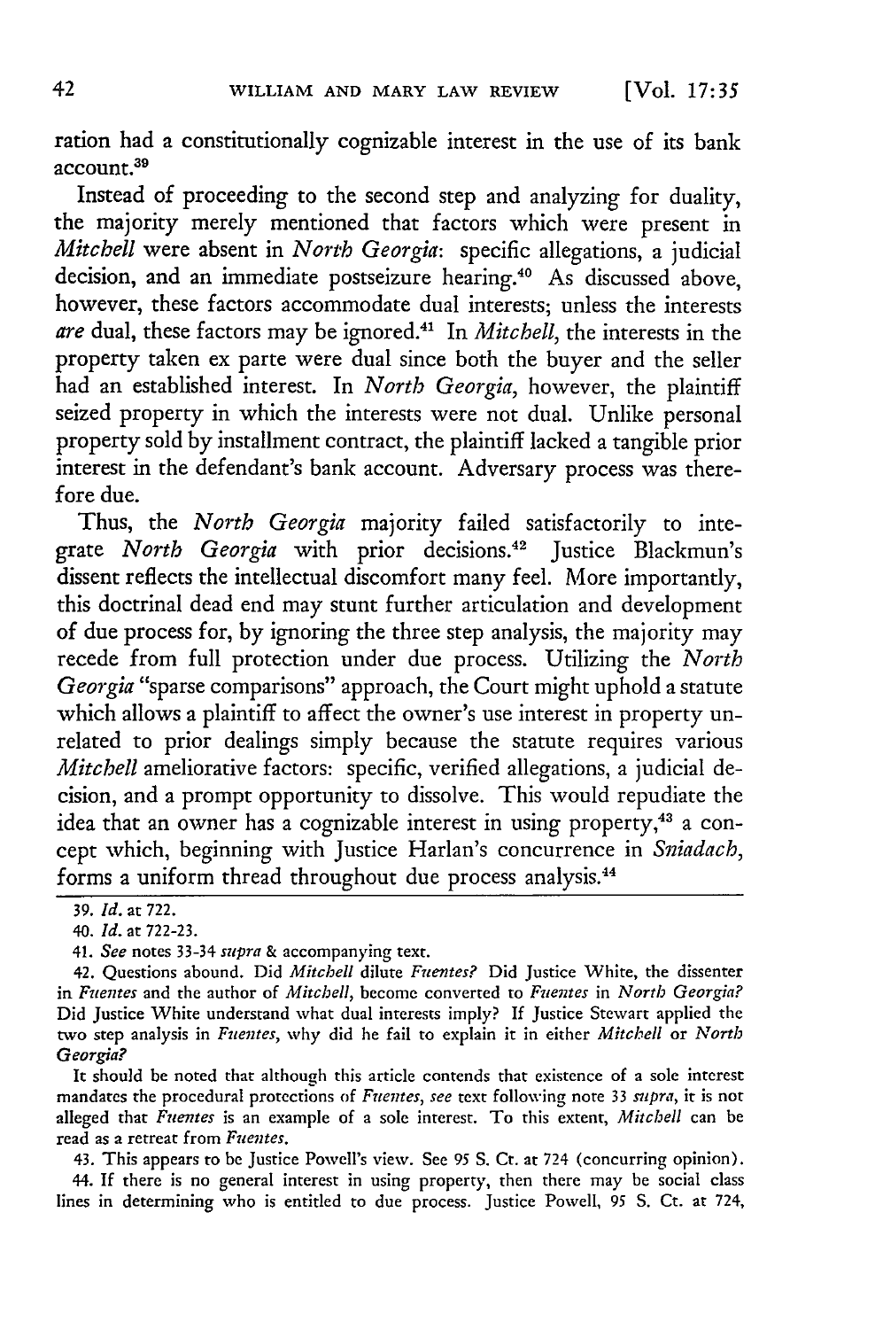ration had a constitutionally cognizable interest in the use of its bank account.[39]

Instead of proceeding to the second step and analyzing for duality, the majority merely mentioned that factors which were present in *Mitchell* were absent in *North Georgia*: specific allegations, a judicial decision, and an immediate postseizure hearing.[40] As discussed above, however, these factors accommodate dual interests; unless the interests *are* dual, these factors may be ignored.[41] In *Mitchell*, the interests in the property taken ex parte were dual since both the buyer and the seller had an established interest. In *North Georgia*, however, the plaintiff seized property in which the interests were not dual. Unlike personal property sold by installment contract, the plaintiff lacked a tangible prior interest in the defendant's bank account. Adversary process was therefore due.

Thus, the *North Georgia* majority failed satisfactorily to integrate *North Georgia* with prior decisions.[42] Justice Blackmun's dissent reflects the intellectual discomfort many feel. More importantly, this doctrinal dead end may stunt further articulation and development of due process for, by ignoring the three step analysis, the majority may recede from full protection under due process. Utilizing the *North Georgia* "sparse comparisons" approach, the Court might uphold a statute which allows a plaintiff to affect the owner's use interest in property unrelated to prior dealings simply because the statute requires various *Mitchell* ameliorative factors: specific, verified allegations, a judicial decision, and a prompt opportunity to dissolve. This would repudiate the idea that an owner has a cognizable interest in using property,[43] a concept which, beginning with Justice Harlan's concurrence in *Sniadach*, forms a uniform thread throughout due process analysis.[44]

---

39. *Id.* at 722.

40. *Id.* at 722-23.

41. *See* notes 33-34 *supra* & accompanying text.

42. Questions abound. Did *Mitchell* dilute *Fuentes?* Did Justice White, the dissenter in *Fuentes* and the author of *Mitchell*, become converted to *Fuentes* in *North Georgia?* Did Justice White understand what dual interests imply? If Justice Stewart applied the two step analysis in *Fuentes*, why did he fail to explain it in either *Mitchell* or *North Georgia?*

It should be noted that although this article contends that existence of a sole interest mandates the procedural protections of *Fuentes*, *see* text following note 33 *supra*, it is not alleged that *Fuentes* is an example of a sole interest. To this extent, *Mitchell* can be read as a retreat from *Fuentes*.

43. This appears to be Justice Powell's view. See 95 S. Ct. at 724 (concurring opinion).

44. If there is no general interest in using property, then there may be social class lines in determining who is entitled to due process. Justice Powell, 95 S. Ct. at 724,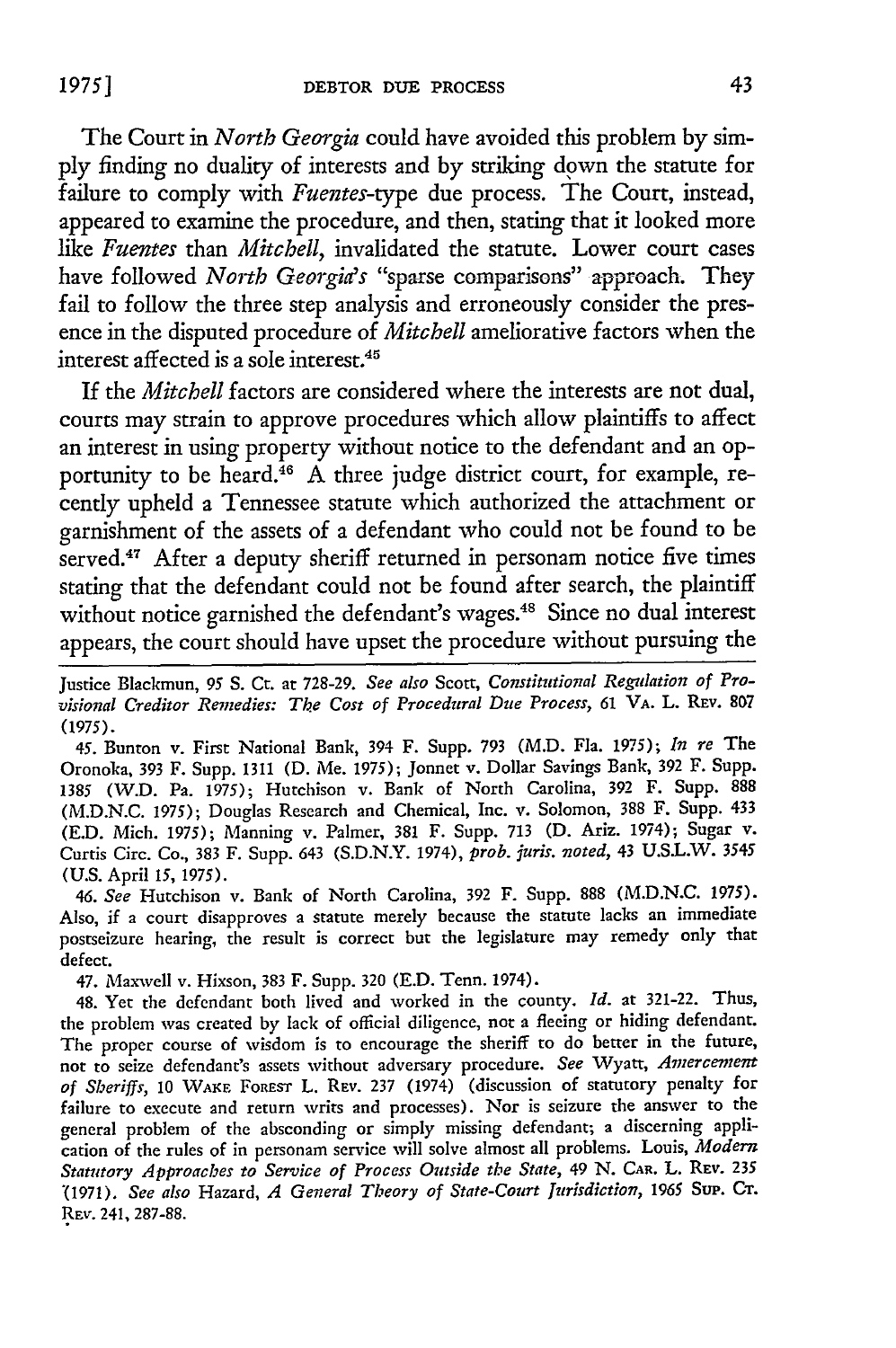The Court in *North Georgia* could have avoided this problem by simply finding no duality of interests and by striking down the statute for failure to comply with *Fuentes*-type due process. The Court, instead, appeared to examine the procedure, and then, stating that it looked more like *Fuentes* than *Mitchell*, invalidated the statute. Lower court cases have followed *North Georgia's* "sparse comparisons" approach. They fail to follow the three step analysis and erroneously consider the presence in the disputed procedure of *Mitchell* ameliorative factors when the interest affected is a sole interest.[45]

If the *Mitchell* factors are considered where the interests are not dual, courts may strain to approve procedures which allow plaintiffs to affect an interest in using property without notice to the defendant and an opportunity to be heard.[46] A three judge district court, for example, recently upheld a Tennessee statute which authorized the attachment or garnishment of the assets of a defendant who could not be found to be served.[47] After a deputy sheriff returned in personam notice five times stating that the defendant could not be found after search, the plaintiff without notice garnished the defendant's wages.[48] Since no dual interest appears, the court should have upset the procedure without pursuing the

---

Justice Blackmun, 95 S. Ct. at 728-29. *See also* Scott, *Constitutional Regulation of Provisional Creditor Remedies: The Cost of Procedural Due Process*, 61 VA. L. REV. 807 (1975).

45. Bunton v. First National Bank, 394 F. Supp. 793 (M.D. Fla. 1975); *In re* The Oronoka, 393 F. Supp. 1311 (D. Me. 1975); Jonnet v. Dollar Savings Bank, 392 F. Supp. 1385 (W.D. Pa. 1975); Hutchison v. Bank of North Carolina, 392 F. Supp. 888 (M.D.N.C. 1975); Douglas Research and Chemical, Inc. v. Solomon, 388 F. Supp. 433 (E.D. Mich. 1975); Manning v. Palmer, 381 F. Supp. 713 (D. Ariz. 1974); Sugar v. Curtis Circ. Co., 383 F. Supp. 643 (S.D.N.Y. 1974), *prob. juris. noted*, 43 U.S.L.W. 3545 (U.S. April 15, 1975).

46. *See* Hutchison v. Bank of North Carolina, 392 F. Supp. 888 (M.D.N.C. 1975). Also, if a court disapproves a statute merely because the statute lacks an immediate postseizure hearing, the result is correct but the legislature may remedy only that defect.

47. Maxwell v. Hixson, 383 F. Supp. 320 (E.D. Tenn. 1974).

48. Yet the defendant both lived and worked in the county. *Id.* at 321-22. Thus, the problem was created by lack of official diligence, not a fleeing or hiding defendant. The proper course of wisdom is to encourage the sheriff to do better in the future, not to seize defendant's assets without adversary procedure. *See* Wyatt, *Amercement of Sheriffs*, 10 WAKE FOREST L. REV. 237 (1974) (discussion of statutory penalty for failure to execute and return writs and processes). Nor is seizure the answer to the general problem of the absconding or simply missing defendant; a discerning application of the rules of in personam service will solve almost all problems. Louis, *Modern Statutory Approaches to Service of Process Outside the State*, 49 N. CAR. L. REV. 235 (1971). *See also* Hazard, *A General Theory of State-Court Jurisdiction*, 1965 SUP. CT. REV. 241, 287-88.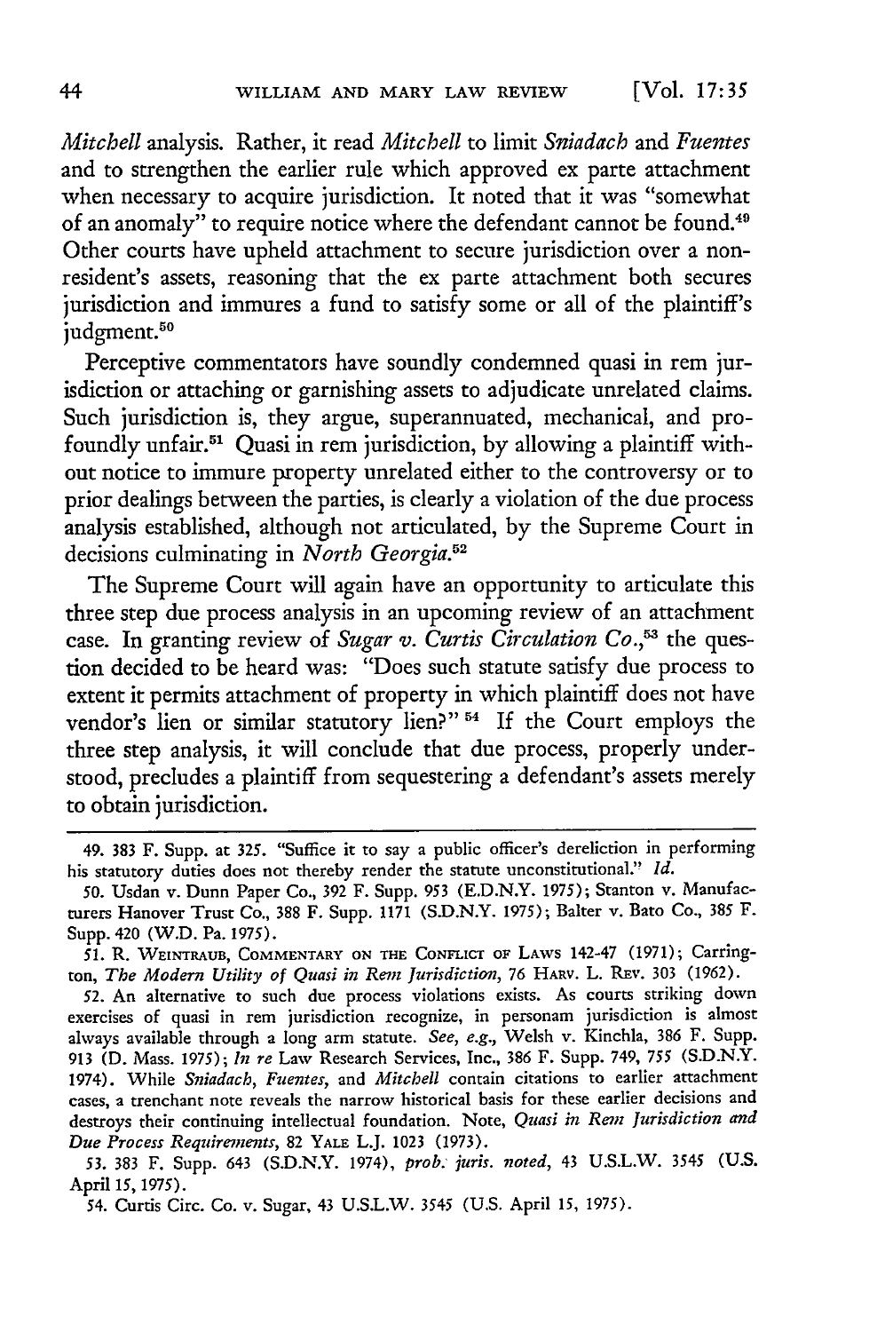*Mitchell* analysis. Rather, it read *Mitchell* to limit *Sniadach* and *Fuentes* and to strengthen the earlier rule which approved ex parte attachment when necessary to acquire jurisdiction. It noted that it was "somewhat of an anomaly" to require notice where the defendant cannot be found.[49] Other courts have upheld attachment to secure jurisdiction over a nonresident's assets, reasoning that the ex parte attachment both secures jurisdiction and immures a fund to satisfy some or all of the plaintiff's judgment.[50]

Perceptive commentators have soundly condemned quasi in rem jurisdiction or attaching or garnishing assets to adjudicate unrelated claims. Such jurisdiction is, they argue, superannuated, mechanical, and profoundly unfair.[51] Quasi in rem jurisdiction, by allowing a plaintiff without notice to immure property unrelated either to the controversy or to prior dealings between the parties, is clearly a violation of the due process analysis established, although not articulated, by the Supreme Court in decisions culminating in *North Georgia*.[52]

The Supreme Court will again have an opportunity to articulate this three step due process analysis in an upcoming review of an attachment case. In granting review of *Sugar v. Curtis Circulation Co.*,[53] the question decided to be heard was: "Does such statute satisfy due process to extent it permits attachment of property in which plaintiff does not have vendor's lien or similar statutory lien?"[54] If the Court employs the three step analysis, it will conclude that due process, properly understood, precludes a plaintiff from sequestering a defendant's assets merely to obtain jurisdiction.

---

49. 383 F. Supp. at 325. "Suffice it to say a public officer's dereliction in performing his statutory duties does not thereby render the statute unconstitutional." *Id.*

50. Usdan v. Dunn Paper Co., 392 F. Supp. 953 (E.D.N.Y. 1975); Stanton v. Manufacturers Hanover Trust Co., 388 F. Supp. 1171 (S.D.N.Y. 1975); Balter v. Bato Co., 385 F. Supp. 420 (W.D. Pa. 1975).

51. R. WEINTRAUB, COMMENTARY ON THE CONFLICT OF LAWS 142-47 (1971); Carrington, *The Modern Utility of Quasi in Rem Jurisdiction*, 76 HARV. L. REV. 303 (1962).

52. An alternative to such due process violations exists. As courts striking down exercises of quasi in rem jurisdiction recognize, in personam jurisdiction is almost always available through a long arm statute. *See, e.g.*, Welsh v. Kinchla, 386 F. Supp. 913 (D. Mass. 1975); *In re* Law Research Services, Inc., 386 F. Supp. 749, 755 (S.D.N.Y. 1974). While *Sniadach*, *Fuentes*, and *Mitchell* contain citations to earlier attachment cases, a trenchant note reveals the narrow historical basis for these earlier decisions and destroys their continuing intellectual foundation. Note, *Quasi in Rem Jurisdiction and Due Process Requirements*, 82 YALE L.J. 1023 (1973).

53. 383 F. Supp. 643 (S.D.N.Y. 1974), *prob. juris. noted*, 43 U.S.L.W. 3545 (U.S. April 15, 1975).

54. Curtis Circ. Co. v. Sugar, 43 U.S.L.W. 3545 (U.S. April 15, 1975).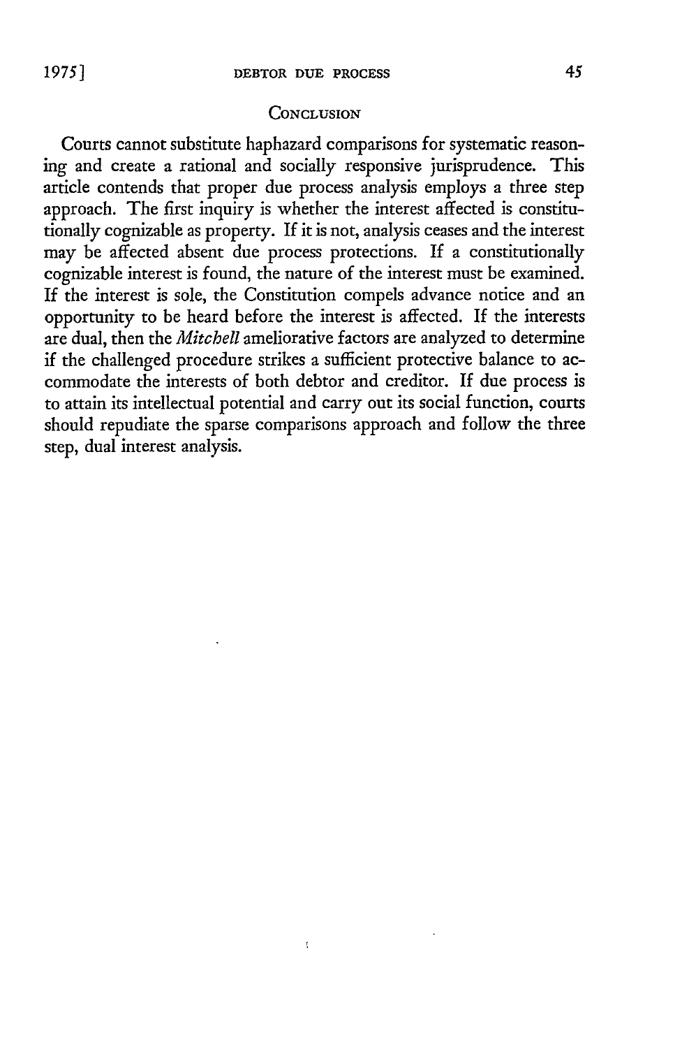## CONCLUSION

Courts cannot substitute haphazard comparisons for systematic reasoning and create a rational and socially responsive jurisprudence. This article contends that proper due process analysis employs a three step approach. The first inquiry is whether the interest affected is constitutionally cognizable as property. If it is not, analysis ceases and the interest may be affected absent due process protections. If a constitutionally cognizable interest is found, the nature of the interest must be examined. If the interest is sole, the Constitution compels advance notice and an opportunity to be heard before the interest is affected. If the interests are dual, then the *Mitchell* ameliorative factors are analyzed to determine if the challenged procedure strikes a sufficient protective balance to accommodate the interests of both debtor and creditor. If due process is to attain its intellectual potential and carry out its social function, courts should repudiate the sparse comparisons approach and follow the three step, dual interest analysis.